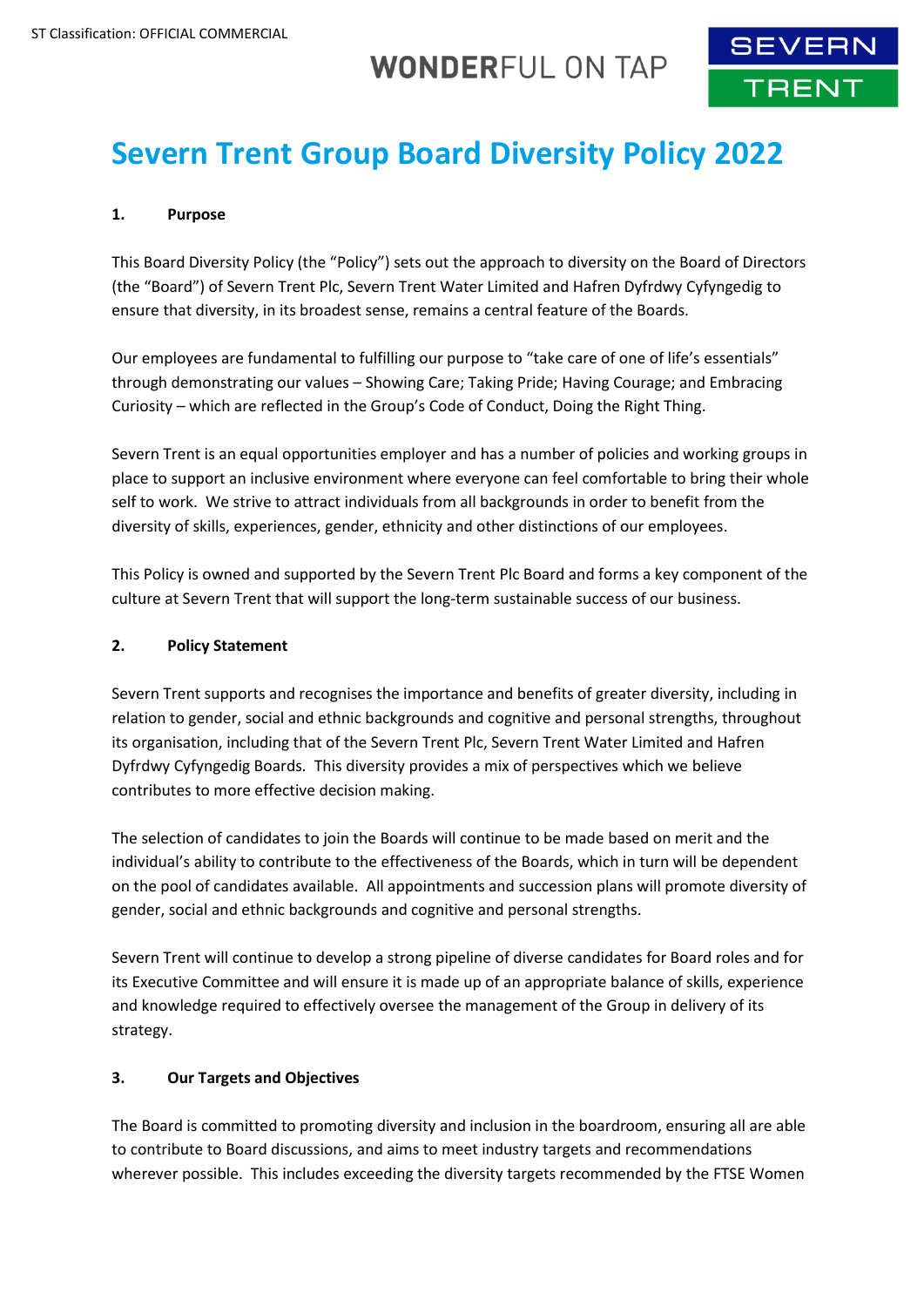# Severn Trent Group Board Diversity Policy 2022

## 1. Purpose

This Board Diversity Policy (the "Policy") sets out the approach to diversity on the Board of Directors (the "Board") of Severn Trent Plc, Severn Trent Water Limited and Hafren Dyfrdwy Cyfyngedig to ensure that diversity, in its broadest sense, remains a central feature of the Boards.

Our employees are fundamental to fulfilling our purpose to "take care of one of life's essentials" through demonstrating our values – Showing Care; Taking Pride; Having Courage; and Embracing Curiosity – which are reflected in the Group's Code of Conduct, Doing the Right Thing.

Severn Trent is an equal opportunities employer and has a number of policies and working groups in place to support an inclusive environment where everyone can feel comfortable to bring their whole self to work. We strive to attract individuals from all backgrounds in order to benefit from the diversity of skills, experiences, gender, ethnicity and other distinctions of our employees.

This Policy is owned and supported by the Severn Trent Plc Board and forms a key component of the culture at Severn Trent that will support the long-term sustainable success of our business.

## 2. Policy Statement

Severn Trent supports and recognises the importance and benefits of greater diversity, including in relation to gender, social and ethnic backgrounds and cognitive and personal strengths, throughout its organisation, including that of the Severn Trent Plc, Severn Trent Water Limited and Hafren Dyfrdwy Cyfyngedig Boards. This diversity provides a mix of perspectives which we believe contributes to more effective decision making.

The selection of candidates to join the Boards will continue to be made based on merit and the individual's ability to contribute to the effectiveness of the Boards, which in turn will be dependent on the pool of candidates available. All appointments and succession plans will promote diversity of gender, social and ethnic backgrounds and cognitive and personal strengths.

Severn Trent will continue to develop a strong pipeline of diverse candidates for Board roles and for its Executive Committee and will ensure it is made up of an appropriate balance of skills, experience and knowledge required to effectively oversee the management of the Group in delivery of its strategy.

## 3. Our Targets and Objectives

The Board is committed to promoting diversity and inclusion in the boardroom, ensuring all are able to contribute to Board discussions, and aims to meet industry targets and recommendations wherever possible. This includes exceeding the diversity targets recommended by the FTSE Women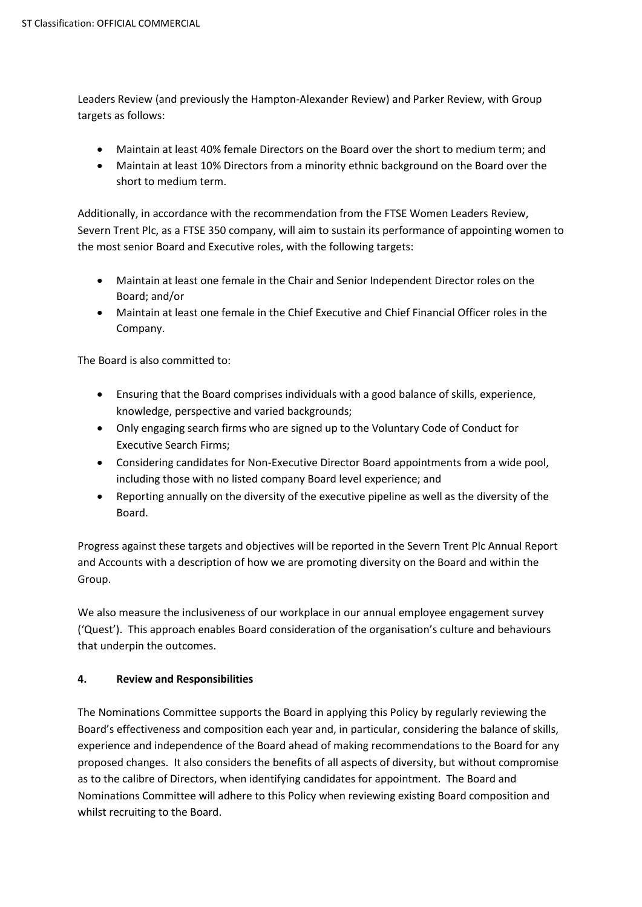Leaders Review (and previously the Hampton-Alexander Review) and Parker Review, with Group targets as follows:

- Maintain at least 40% female Directors on the Board over the short to medium term; and
- Maintain at least 10% Directors from a minority ethnic background on the Board over the short to medium term.

Additionally, in accordance with the recommendation from the FTSE Women Leaders Review, Severn Trent Plc, as a FTSE 350 company, will aim to sustain its performance of appointing women to the most senior Board and Executive roles, with the following targets:

- Maintain at least one female in the Chair and Senior Independent Director roles on the Board; and/or
- Maintain at least one female in the Chief Executive and Chief Financial Officer roles in the Company.

The Board is also committed to:

- Ensuring that the Board comprises individuals with a good balance of skills, experience, knowledge, perspective and varied backgrounds;
- Only engaging search firms who are signed up to the Voluntary Code of Conduct for Executive Search Firms;
- Considering candidates for Non-Executive Director Board appointments from a wide pool, including those with no listed company Board level experience; and
- Reporting annually on the diversity of the executive pipeline as well as the diversity of the Board.

Progress against these targets and objectives will be reported in the Severn Trent Plc Annual Report and Accounts with a description of how we are promoting diversity on the Board and within the Group.

We also measure the inclusiveness of our workplace in our annual employee engagement survey ('Quest'). This approach enables Board consideration of the organisation's culture and behaviours that underpin the outcomes.

## 4. Review and Responsibilities

The Nominations Committee supports the Board in applying this Policy by regularly reviewing the Board's effectiveness and composition each year and, in particular, considering the balance of skills, experience and independence of the Board ahead of making recommendations to the Board for any proposed changes. It also considers the benefits of all aspects of diversity, but without compromise as to the calibre of Directors, when identifying candidates for appointment. The Board and Nominations Committee will adhere to this Policy when reviewing existing Board composition and whilst recruiting to the Board.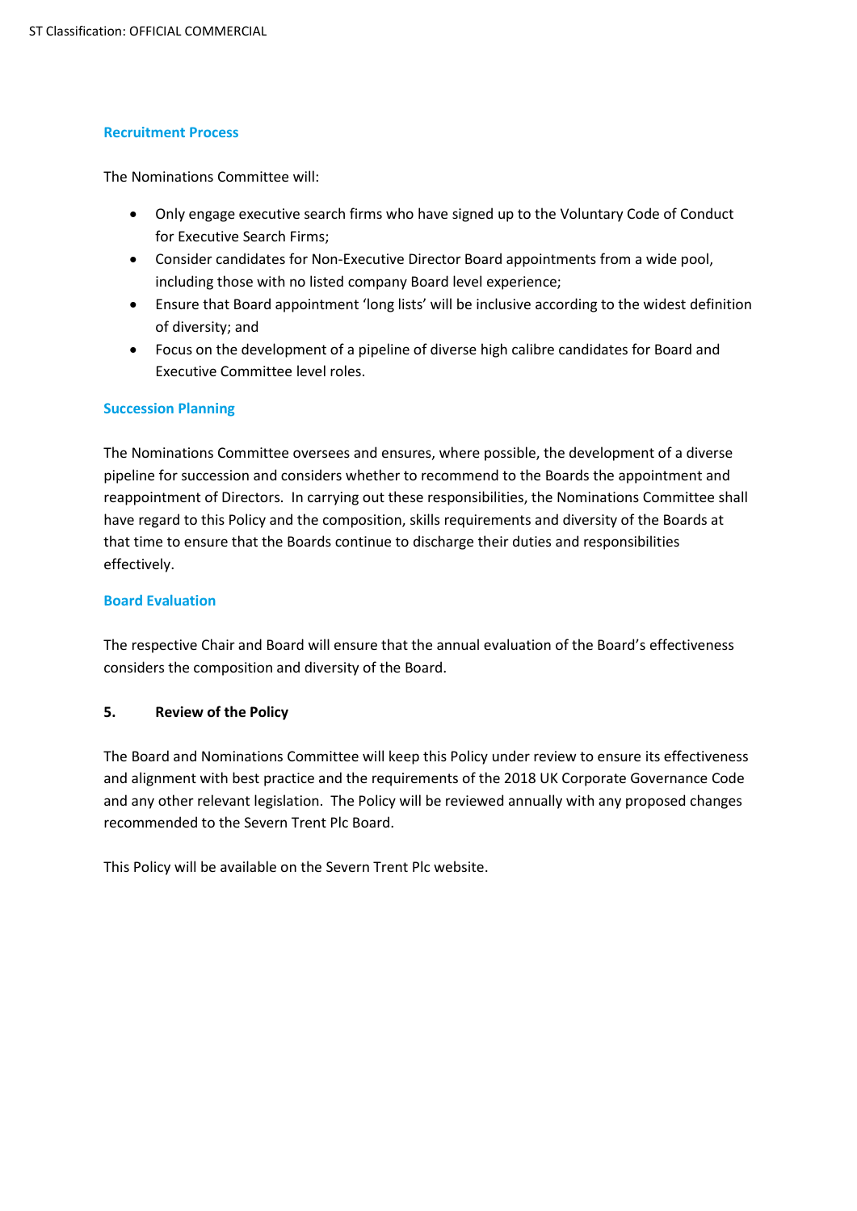### Recruitment Process

The Nominations Committee will:

- Only engage executive search firms who have signed up to the Voluntary Code of Conduct for Executive Search Firms;
- Consider candidates for Non-Executive Director Board appointments from a wide pool, including those with no listed company Board level experience;
- Ensure that Board appointment 'long lists' will be inclusive according to the widest definition of diversity; and
- Focus on the development of a pipeline of diverse high calibre candidates for Board and Executive Committee level roles.

### Succession Planning

The Nominations Committee oversees and ensures, where possible, the development of a diverse pipeline for succession and considers whether to recommend to the Boards the appointment and reappointment of Directors. In carrying out these responsibilities, the Nominations Committee shall have regard to this Policy and the composition, skills requirements and diversity of the Boards at that time to ensure that the Boards continue to discharge their duties and responsibilities effectively.

### Board Evaluation

The respective Chair and Board will ensure that the annual evaluation of the Board's effectiveness considers the composition and diversity of the Board.

## 5. Review of the Policy

The Board and Nominations Committee will keep this Policy under review to ensure its effectiveness and alignment with best practice and the requirements of the 2018 UK Corporate Governance Code and any other relevant legislation. The Policy will be reviewed annually with any proposed changes recommended to the Severn Trent Plc Board.

This Policy will be available on the Severn Trent Plc website.